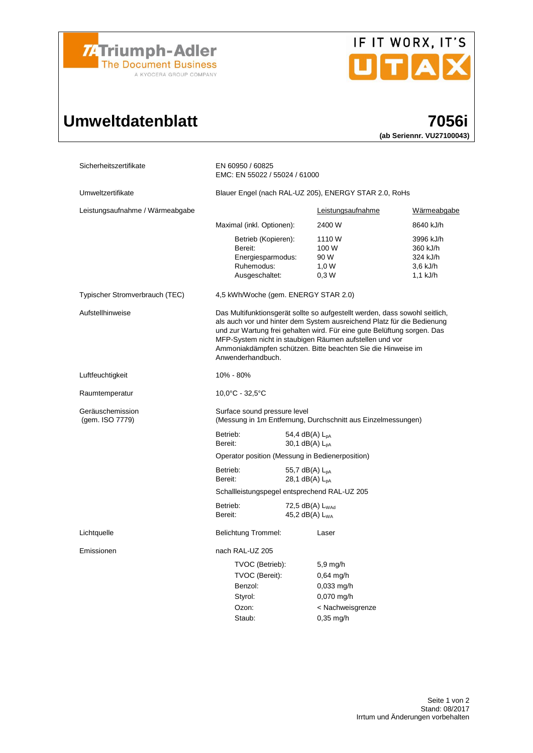Triumph-Adler
The Document Business
A KYOCERA GROUP COMPANY

IF IT WORX, IT'S UTAX

# Umweltdatenblatt

## 7056i

**(ab Seriennr. VU27100043)**

| | |
|---|---|
| Sicherheitszertifikate | EN 60950 / 60825<br>EMC: EN 55022 / 55024 / 61000 |
| Umweltzertifikate | Blauer Engel (nach RAL-UZ 205), ENERGY STAR 2.0, RoHs |

**Leistungsaufnahme / Wärmeabgabe**

| | Leistungsaufnahme | Wärmeabgabe |
|---|---|---|
| Maximal (inkl. Optionen): | 2400 W | 8640 kJ/h |
| Betrieb (Kopieren): | 1110 W | 3996 kJ/h |
| Bereit: | 100 W | 360 kJ/h |
| Energiesparmodus: | 90 W | 324 kJ/h |
| Ruhemodus: | 1,0 W | 3,6 kJ/h |
| Ausgeschaltet: | 0,3 W | 1,1 kJ/h |

| | |
|---|---|
| Typischer Stromverbrauch (TEC) | 4,5 kWh/Woche (gem. ENERGY STAR 2.0) |
| Aufstellhinweise | Das Multifunktionsgerät sollte so aufgestellt werden, dass sowohl seitlich, als auch vor und hinter dem System ausreichend Platz für die Bedienung und zur Wartung frei gehalten wird. Für eine gute Belüftung sorgen. Das MFP-System nicht in staubigen Räumen aufstellen und vor Ammoniakdämpfen schützen. Bitte beachten Sie die Hinweise im Anwenderhandbuch. |
| Luftfeuchtigkeit | 10% - 80% |
| Raumtemperatur | 10,0°C - 32,5°C |

**Geräuschemission (gem. ISO 7779)**

Surface sound pressure level
(Messung in 1m Entfernung, Durchschnitt aus Einzelmessungen)

| | |
|---|---|
| Betrieb: | 54,4 dB(A) $L_{pA}$ |
| Bereit: | 30,1 dB(A) $L_{pA}$ |

Operator position (Messung in Bedienerposition)

| | |
|---|---|
| Betrieb: | 55,7 dB(A) $L_{pA}$ |
| Bereit: | 28,1 dB(A) $L_{pA}$ |

Schallleistungspegel entsprechend RAL-UZ 205

| | |
|---|---|
| Betrieb: | 72,5 dB(A) $L_{WAd}$ |
| Bereit: | 45,2 dB(A) $L_{WA}$ |

**Lichtquelle**

Belichtung Trommel: Laser

**Emissionen**

nach RAL-UZ 205

| | |
|---|---|
| TVOC (Betrieb): | 5,9 mg/h |
| TVOC (Bereit): | 0,64 mg/h |
| Benzol: | 0,033 mg/h |
| Styrol: | 0,070 mg/h |
| Ozon: | < Nachweisgrenze |
| Staub: | 0,35 mg/h |

Stand: 08/2017
Irrtum und Änderungen vorbehalten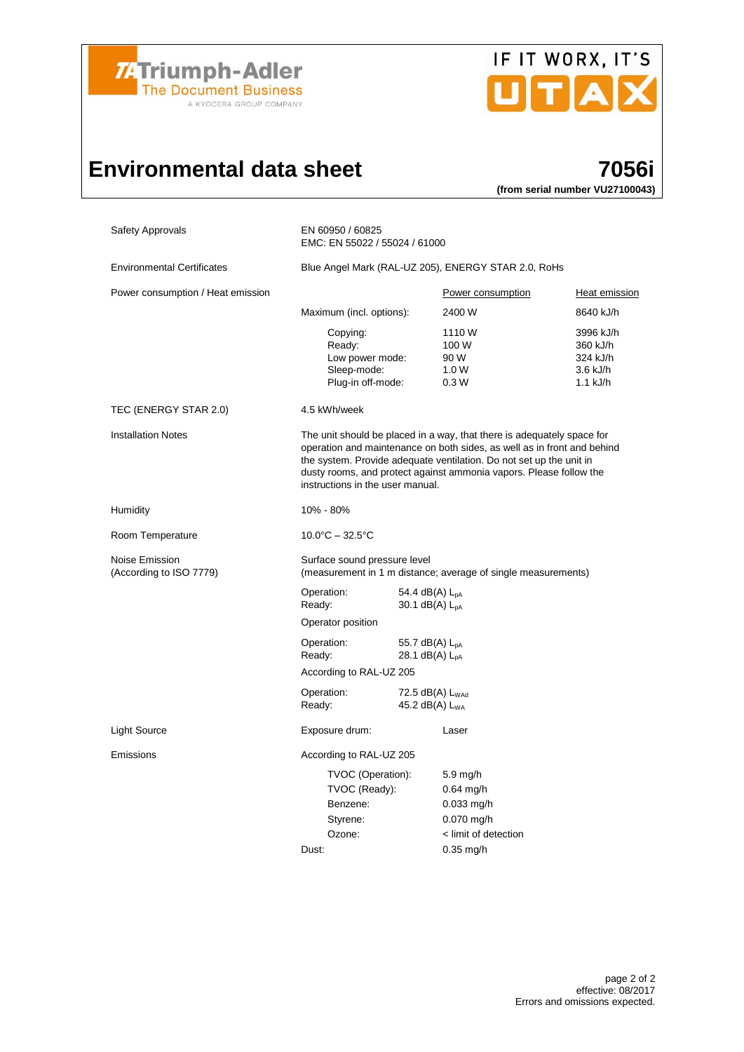Triumph-Adler
The Document Business
A KYOCERA GROUP COMPANY

IF IT WORX, IT'S UTAX

# Environmental data sheet

## 7056i

**(from serial number VU27100043)**

| | | | |
|---|---|---|---|
| Safety Approvals | EN 60950 / 60825<br>EMC: EN 55022 / 55024 / 61000 | | |
| Environmental Certificates | Blue Angel Mark (RAL-UZ 205), ENERGY STAR 2.0, RoHs | | |
| Power consumption / Heat emission | | Power consumption | Heat emission |
| | Maximum (incl. options): | 2400 W | 8640 kJ/h |
| | Copying: | 1110 W | 3996 kJ/h |
| | Ready: | 100 W | 360 kJ/h |
| | Low power mode: | 90 W | 324 kJ/h |
| | Sleep-mode: | 1.0 W | 3.6 kJ/h |
| | Plug-in off-mode: | 0.3 W | 1.1 kJ/h |
| TEC (ENERGY STAR 2.0) | 4.5 kWh/week | | |
| Installation Notes | The unit should be placed in a way, that there is adequately space for operation and maintenance on both sides, as well as in front and behind the system. Provide adequate ventilation. Do not set up the unit in dusty rooms, and protect against ammonia vapors. Please follow the instructions in the user manual. | | |
| Humidity | 10% - 80% | | |
| Room Temperature | 10.0°C – 32.5°C | | |
| Noise Emission (According to ISO 7779) | Surface sound pressure level (measurement in 1 m distance; average of single measurements) | | |
| | Operation: | 54.4 dB(A) $L_{pA}$ | |
| | Ready: | 30.1 dB(A) $L_{pA}$ | |
| | Operator position | | |
| | Operation: | 55.7 dB(A) $L_{pA}$ | |
| | Ready: | 28.1 dB(A) $L_{pA}$ | |
| | According to RAL-UZ 205 | | |
| | Operation: | 72.5 dB(A) $L_{WAd}$ | |
| | Ready: | 45.2 dB(A) $L_{WA}$ | |
| Light Source | Exposure drum: | Laser | |
| Emissions | According to RAL-UZ 205 | | |
| | TVOC (Operation): | 5.9 mg/h | |
| | TVOC (Ready): | 0.64 mg/h | |
| | Benzene: | 0.033 mg/h | |
| | Styrene: | 0.070 mg/h | |
| | Ozone: | < limit of detection | |
| | Dust: | 0.35 mg/h | |

effective: 08/2017
Errors and omissions expected.